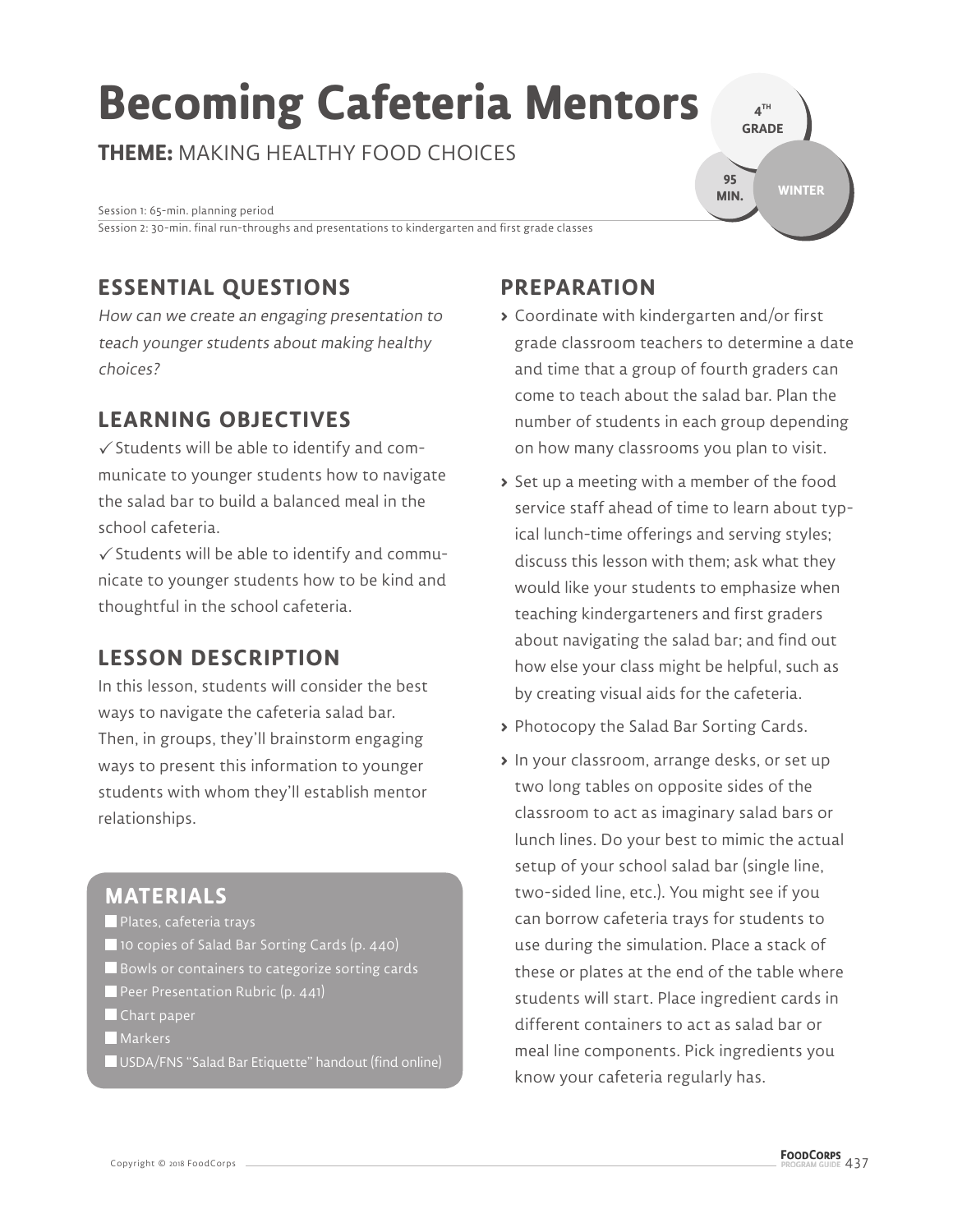# Becoming Cafeteria Mentors

**THEME:** MAKING HEALTHY FOOD CHOICES

4TH GRADE | 95 MIN. | WINTER

Session 1: 65-min. planning period
Session 2: 30-min. final run-throughs and presentations to kindergarten and first grade classes

## ESSENTIAL QUESTIONS

*How can we create an engaging presentation to teach younger students about making healthy choices?*

## LEARNING OBJECTIVES

✓ Students will be able to identify and communicate to younger students how to navigate the salad bar to build a balanced meal in the school cafeteria.

✓ Students will be able to identify and communicate to younger students how to be kind and thoughtful in the school cafeteria.

## LESSON DESCRIPTION

In this lesson, students will consider the best ways to navigate the cafeteria salad bar. Then, in groups, they'll brainstorm engaging ways to present this information to younger students with whom they'll establish mentor relationships.

## MATERIALS

- Plates, cafeteria trays
- 10 copies of Salad Bar Sorting Cards (p. 440)
- Bowls or containers to categorize sorting cards
- Peer Presentation Rubric (p. 441)
- Chart paper
- Markers
- USDA/FNS "Salad Bar Etiquette" handout (find online)

## PREPARATION

- Coordinate with kindergarten and/or first grade classroom teachers to determine a date and time that a group of fourth graders can come to teach about the salad bar. Plan the number of students in each group depending on how many classrooms you plan to visit.
- Set up a meeting with a member of the food service staff ahead of time to learn about typical lunch-time offerings and serving styles; discuss this lesson with them; ask what they would like your students to emphasize when teaching kindergarteners and first graders about navigating the salad bar; and find out how else your class might be helpful, such as by creating visual aids for the cafeteria.
- Photocopy the Salad Bar Sorting Cards.
- In your classroom, arrange desks, or set up two long tables on opposite sides of the classroom to act as imaginary salad bars or lunch lines. Do your best to mimic the actual setup of your school salad bar (single line, two-sided line, etc.). You might see if you can borrow cafeteria trays for students to use during the simulation. Place a stack of these or plates at the end of the table where students will start. Place ingredient cards in different containers to act as salad bar or meal line components. Pick ingredients you know your cafeteria regularly has.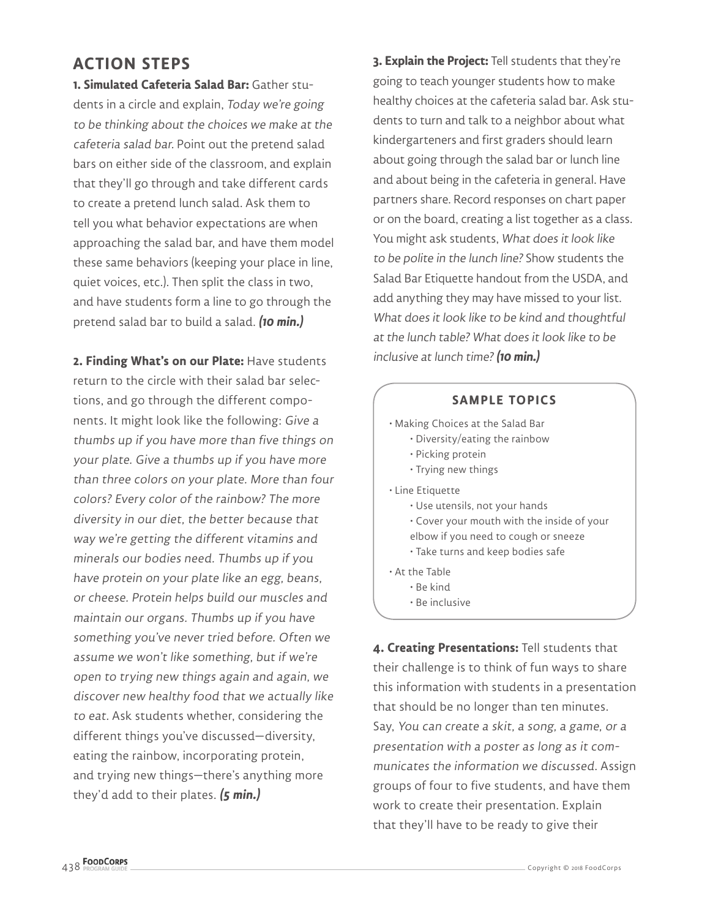## ACTION STEPS

**1. Simulated Cafeteria Salad Bar:** Gather students in a circle and explain, *Today we're going to be thinking about the choices we make at the cafeteria salad bar.* Point out the pretend salad bars on either side of the classroom, and explain that they'll go through and take different cards to create a pretend lunch salad. Ask them to tell you what behavior expectations are when approaching the salad bar, and have them model these same behaviors (keeping your place in line, quiet voices, etc.). Then split the class in two, and have students form a line to go through the pretend salad bar to build a salad. ***(10 min.)***

**2. Finding What's on our Plate:** Have students return to the circle with their salad bar selections, and go through the different components. It might look like the following: *Give a thumbs up if you have more than five things on your plate. Give a thumbs up if you have more than three colors on your plate. More than four colors? Every color of the rainbow? The more diversity in our diet, the better because that way we're getting the different vitamins and minerals our bodies need. Thumbs up if you have protein on your plate like an egg, beans, or cheese. Protein helps build our muscles and maintain our organs. Thumbs up if you have something you've never tried before. Often we assume we won't like something, but if we're open to trying new things again and again, we discover new healthy food that we actually like to eat.* Ask students whether, considering the different things you've discussed—diversity, eating the rainbow, incorporating protein, and trying new things—there's anything more they'd add to their plates. ***(5 min.)***

**3. Explain the Project:** Tell students that they're going to teach younger students how to make healthy choices at the cafeteria salad bar. Ask students to turn and talk to a neighbor about what kindergarteners and first graders should learn about going through the salad bar or lunch line and about being in the cafeteria in general. Have partners share. Record responses on chart paper or on the board, creating a list together as a class. You might ask students, *What does it look like to be polite in the lunch line?* Show students the Salad Bar Etiquette handout from the USDA, and add anything they may have missed to your list. *What does it look like to be kind and thoughtful at the lunch table? What does it look like to be inclusive at lunch time?* ***(10 min.)***

> **SAMPLE TOPICS**
>
> - Making Choices at the Salad Bar
>     - Diversity/eating the rainbow
>     - Picking protein
>     - Trying new things
> - Line Etiquette
>     - Use utensils, not your hands
>     - Cover your mouth with the inside of your elbow if you need to cough or sneeze
>     - Take turns and keep bodies safe
> - At the Table
>     - Be kind
>     - Be inclusive

**4. Creating Presentations:** Tell students that their challenge is to think of fun ways to share this information with students in a presentation that should be no longer than ten minutes. Say, *You can create a skit, a song, a game, or a presentation with a poster as long as it communicates the information we discussed.* Assign groups of four to five students, and have them work to create their presentation. Explain that they'll have to be ready to give their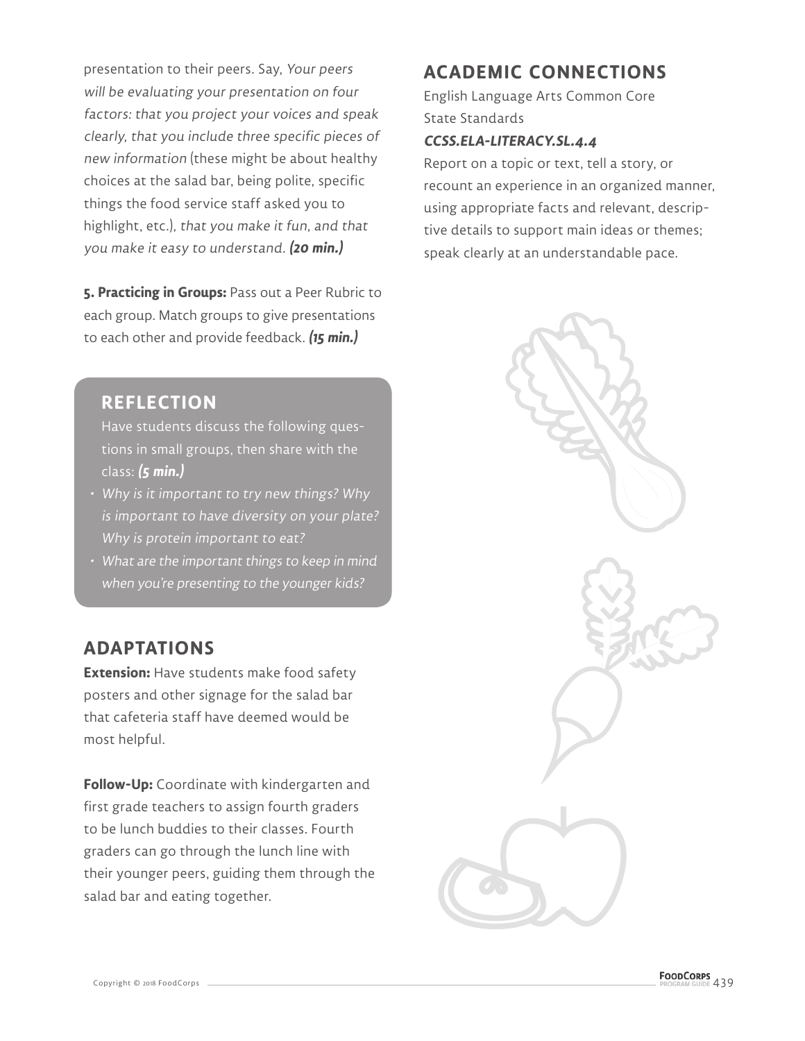presentation to their peers. Say, *Your peers will be evaluating your presentation on four factors: that you project your voices and speak clearly, that you include three specific pieces of new information* (these might be about healthy choices at the salad bar, being polite, specific things the food service staff asked you to highlight, etc.), *that you make it fun, and that you make it easy to understand.* ***(20 min.)***

**5. Practicing in Groups:** Pass out a Peer Rubric to each group. Match groups to give presentations to each other and provide feedback. ***(15 min.)***

## REFLECTION

Have students discuss the following questions in small groups, then share with the class: ***(5 min.)***

- *Why is it important to try new things? Why is important to have diversity on your plate? Why is protein important to eat?*
- *What are the important things to keep in mind when you're presenting to the younger kids?*

## ADAPTATIONS

**Extension:** Have students make food safety posters and other signage for the salad bar that cafeteria staff have deemed would be most helpful.

**Follow-Up:** Coordinate with kindergarten and first grade teachers to assign fourth graders to be lunch buddies to their classes. Fourth graders can go through the lunch line with their younger peers, guiding them through the salad bar and eating together.

## ACADEMIC CONNECTIONS

English Language Arts Common Core State Standards

***CCSS.ELA-LITERACY.SL.4.4***

Report on a topic or text, tell a story, or recount an experience in an organized manner, using appropriate facts and relevant, descriptive details to support main ideas or themes; speak clearly at an understandable pace.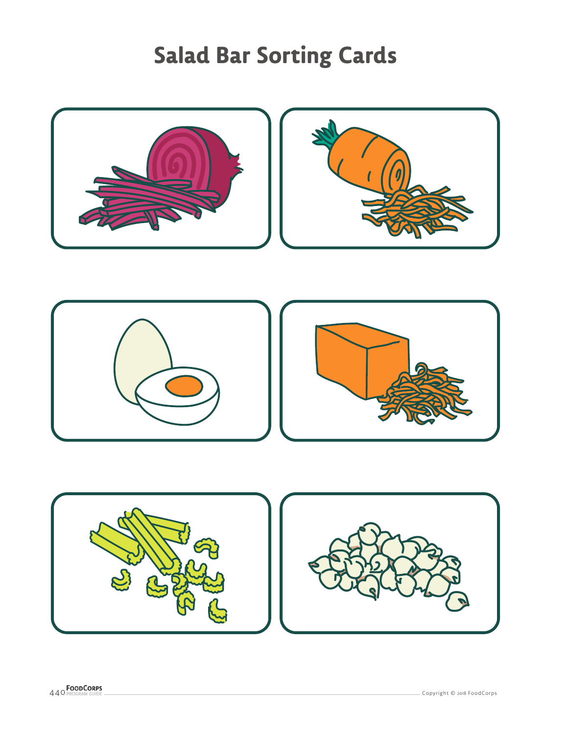# Salad Bar Sorting Cards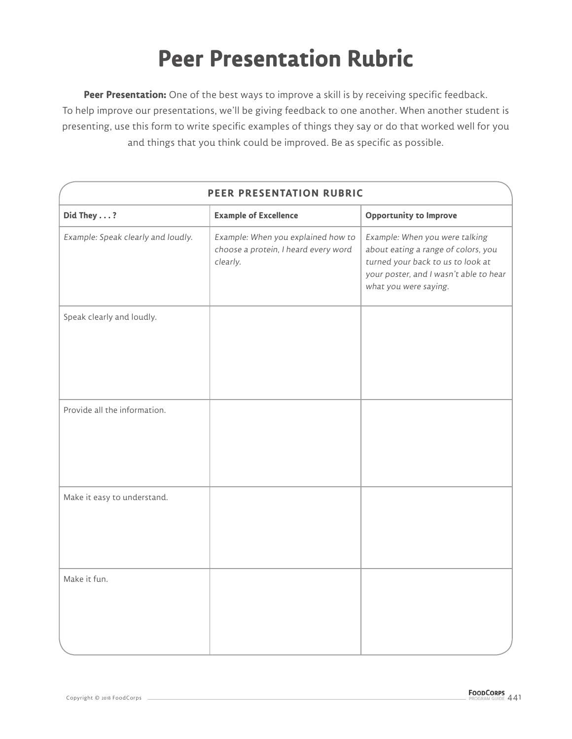# Peer Presentation Rubric

**Peer Presentation:** One of the best ways to improve a skill is by receiving specific feedback. To help improve our presentations, we'll be giving feedback to one another. When another student is presenting, use this form to write specific examples of things they say or do that worked well for you and things that you think could be improved. Be as specific as possible.

**PEER PRESENTATION RUBRIC**

| Did They . . . ? | Example of Excellence | Opportunity to Improve |
|---|---|---|
| *Example: Speak clearly and loudly.* | *Example: When you explained how to choose a protein, I heard every word clearly.* | *Example: When you were talking about eating a range of colors, you turned your back to us to look at your poster, and I wasn't able to hear what you were saying.* |
| Speak clearly and loudly. | | |
| Provide all the information. | | |
| Make it easy to understand. | | |
| Make it fun. | | |

Copyright © 2018 FoodCorps